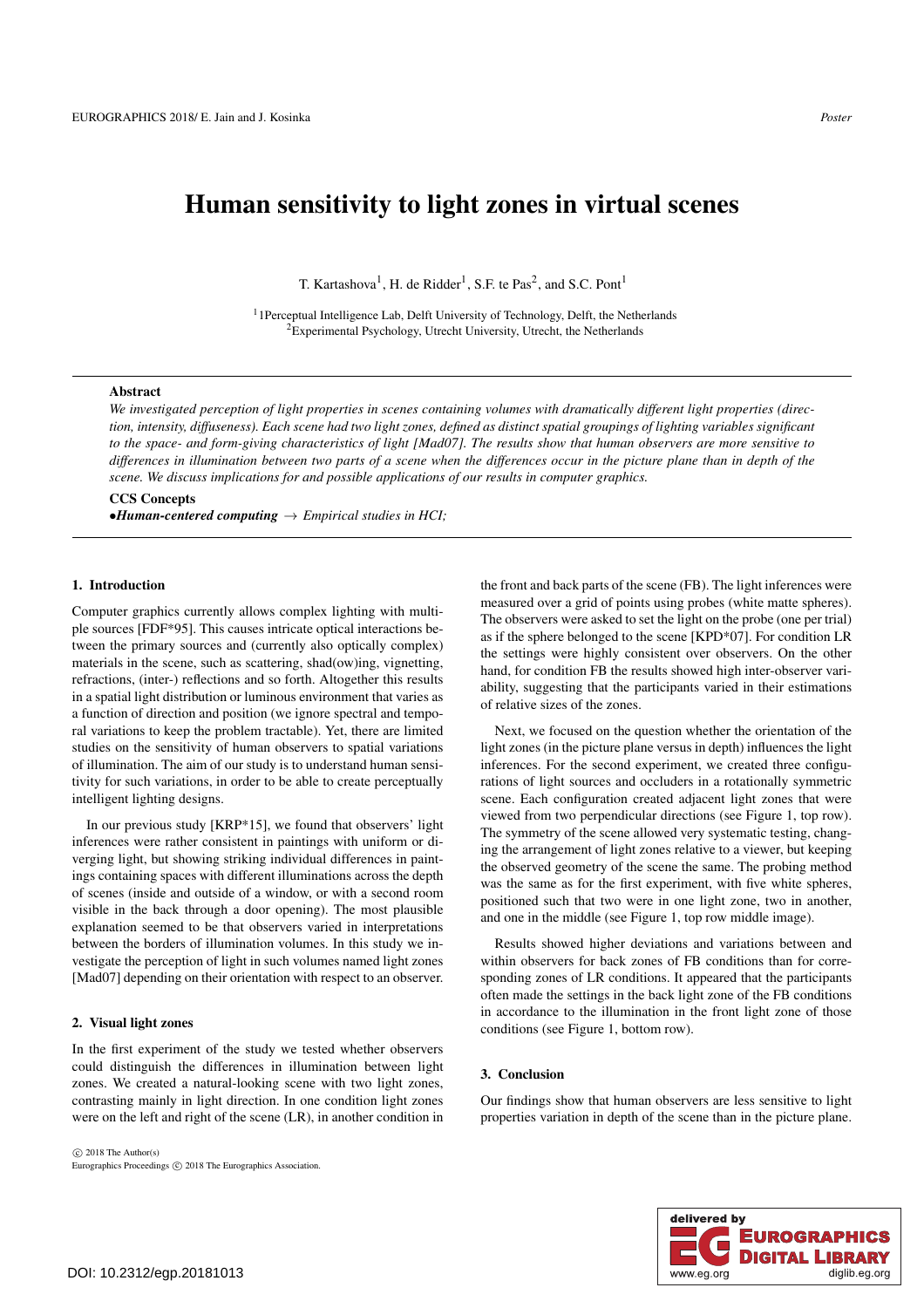# Human sensitivity to light zones in virtual scenes

T. Kartashova[1], H. de Ridder[1], S.F. te Pas[2], and S.C. Pont[1]

[1] 1Perceptual Intelligence Lab, Delft University of Technology, Delft, the Netherlands
[2] Experimental Psychology, Utrecht University, Utrecht, the Netherlands

## Abstract

*We investigated perception of light properties in scenes containing volumes with dramatically different light properties (direction, intensity, diffuseness). Each scene had two light zones, defined as distinct spatial groupings of lighting variables significant to the space- and form-giving characteristics of light [Mad07]. The results show that human observers are more sensitive to differences in illumination between two parts of a scene when the differences occur in the picture plane than in depth of the scene. We discuss implications for and possible applications of our results in computer graphics.*

**CCS Concepts**

•***Human-centered computing*** → *Empirical studies in HCI;*

## 1. Introduction

Computer graphics currently allows complex lighting with multiple sources [FDF*95]. This causes intricate optical interactions between the primary sources and (currently also optically complex) materials in the scene, such as scattering, shad(ow)ing, vignetting, refractions, (inter-) reflections and so forth. Altogether this results in a spatial light distribution or luminous environment that varies as a function of direction and position (we ignore spectral and temporal variations to keep the problem tractable). Yet, there are limited studies on the sensitivity of human observers to spatial variations of illumination. The aim of our study is to understand human sensitivity for such variations, in order to be able to create perceptually intelligent lighting designs.

In our previous study [KRP*15], we found that observers' light inferences were rather consistent in paintings with uniform or diverging light, but showing striking individual differences in paintings containing spaces with different illuminations across the depth of scenes (inside and outside of a window, or with a second room visible in the back through a door opening). The most plausible explanation seemed to be that observers varied in interpretations between the borders of illumination volumes. In this study we investigate the perception of light in such volumes named light zones [Mad07] depending on their orientation with respect to an observer.

## 2. Visual light zones

In the first experiment of the study we tested whether observers could distinguish the differences in illumination between light zones. We created a natural-looking scene with two light zones, contrasting mainly in light direction. In one condition light zones were on the left and right of the scene (LR), in another condition in the front and back parts of the scene (FB). The light inferences were measured over a grid of points using probes (white matte spheres). The observers were asked to set the light on the probe (one per trial) as if the sphere belonged to the scene [KPD*07]. For condition LR the settings were highly consistent over observers. On the other hand, for condition FB the results showed high inter-observer variability, suggesting that the participants varied in their estimations of relative sizes of the zones.

Next, we focused on the question whether the orientation of the light zones (in the picture plane versus in depth) influences the light inferences. For the second experiment, we created three configurations of light sources and occluders in a rotationally symmetric scene. Each configuration created adjacent light zones that were viewed from two perpendicular directions (see Figure 1, top row). The symmetry of the scene allowed very systematic testing, changing the arrangement of light zones relative to a viewer, but keeping the observed geometry of the scene the same. The probing method was the same as for the first experiment, with five white spheres, positioned such that two were in one light zone, two in another, and one in the middle (see Figure 1, top row middle image).

Results showed higher deviations and variations between and within observers for back zones of FB conditions than for corresponding zones of LR conditions. It appeared that the participants often made the settings in the back light zone of the FB conditions in accordance to the illumination in the front light zone of those conditions (see Figure 1, bottom row).

## 3. Conclusion

Our findings show that human observers are less sensitive to light properties variation in depth of the scene than in the picture plane.

© 2018 The Author(s)
Eurographics Proceedings © 2018 The Eurographics Association.

DOI: 10.2312/egp.20181013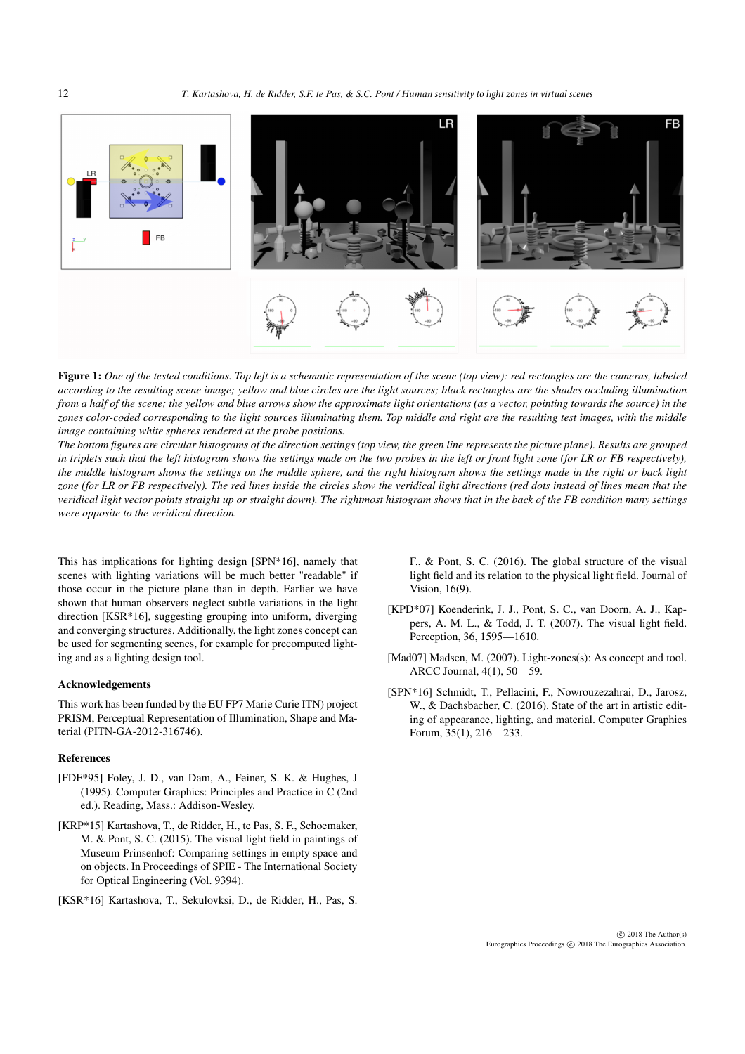**Figure 1:** *One of the tested conditions. Top left is a schematic representation of the scene (top view): red rectangles are the cameras, labeled according to the resulting scene image; yellow and blue circles are the light sources; black rectangles are the shades occluding illumination from a half of the scene; the yellow and blue arrows show the approximate light orientations (as a vector, pointing towards the source) in the zones color-coded corresponding to the light sources illuminating them. Top middle and right are the resulting test images, with the middle image containing white spheres rendered at the probe positions.*

*The bottom figures are circular histograms of the direction settings (top view, the green line represents the picture plane). Results are grouped in triplets such that the left histogram shows the settings made on the two probes in the left or front light zone (for LR or FB respectively), the middle histogram shows the settings on the middle sphere, and the right histogram shows the settings made in the right or back light zone (for LR or FB respectively). The red lines inside the circles show the veridical light directions (red dots instead of lines mean that the veridical light vector points straight up or straight down). The rightmost histogram shows that in the back of the FB condition many settings were opposite to the veridical direction.*

This has implications for lighting design [SPN*16], namely that scenes with lighting variations will be much better "readable" if those occur in the picture plane than in depth. Earlier we have shown that human observers neglect subtle variations in the light direction [KSR*16], suggesting grouping into uniform, diverging and converging structures. Additionally, the light zones concept can be used for segmenting scenes, for example for precomputed lighting and as a lighting design tool.

### Acknowledgements

This work has been funded by the EU FP7 Marie Curie ITN) project PRISM, Perceptual Representation of Illumination, Shape and Material (PITN-GA-2012-316746).

### References

[FDF*95] Foley, J. D., van Dam, A., Feiner, S. K. & Hughes, J (1995). Computer Graphics: Principles and Practice in C (2nd ed.). Reading, Mass.: Addison-Wesley.

[KRP*15] Kartashova, T., de Ridder, H., te Pas, S. F., Schoemaker, M. & Pont, S. C. (2015). The visual light field in paintings of Museum Prinsenhof: Comparing settings in empty space and on objects. In Proceedings of SPIE - The International Society for Optical Engineering (Vol. 9394).

[KSR*16] Kartashova, T., Sekulovksi, D., de Ridder, H., Pas, S. F., & Pont, S. C. (2016). The global structure of the visual light field and its relation to the physical light field. Journal of Vision, 16(9).

[KPD*07] Koenderink, J. J., Pont, S. C., van Doorn, A. J., Kappers, A. M. L., & Todd, J. T. (2007). The visual light field. Perception, 36, 1595—1610.

[Mad07] Madsen, M. (2007). Light-zones(s): As concept and tool. ARCC Journal, 4(1), 50—59.

[SPN*16] Schmidt, T., Pellacini, F., Nowrouzezahrai, D., Jarosz, W., & Dachsbacher, C. (2016). State of the art in artistic editing of appearance, lighting, and material. Computer Graphics Forum, 35(1), 216—233.